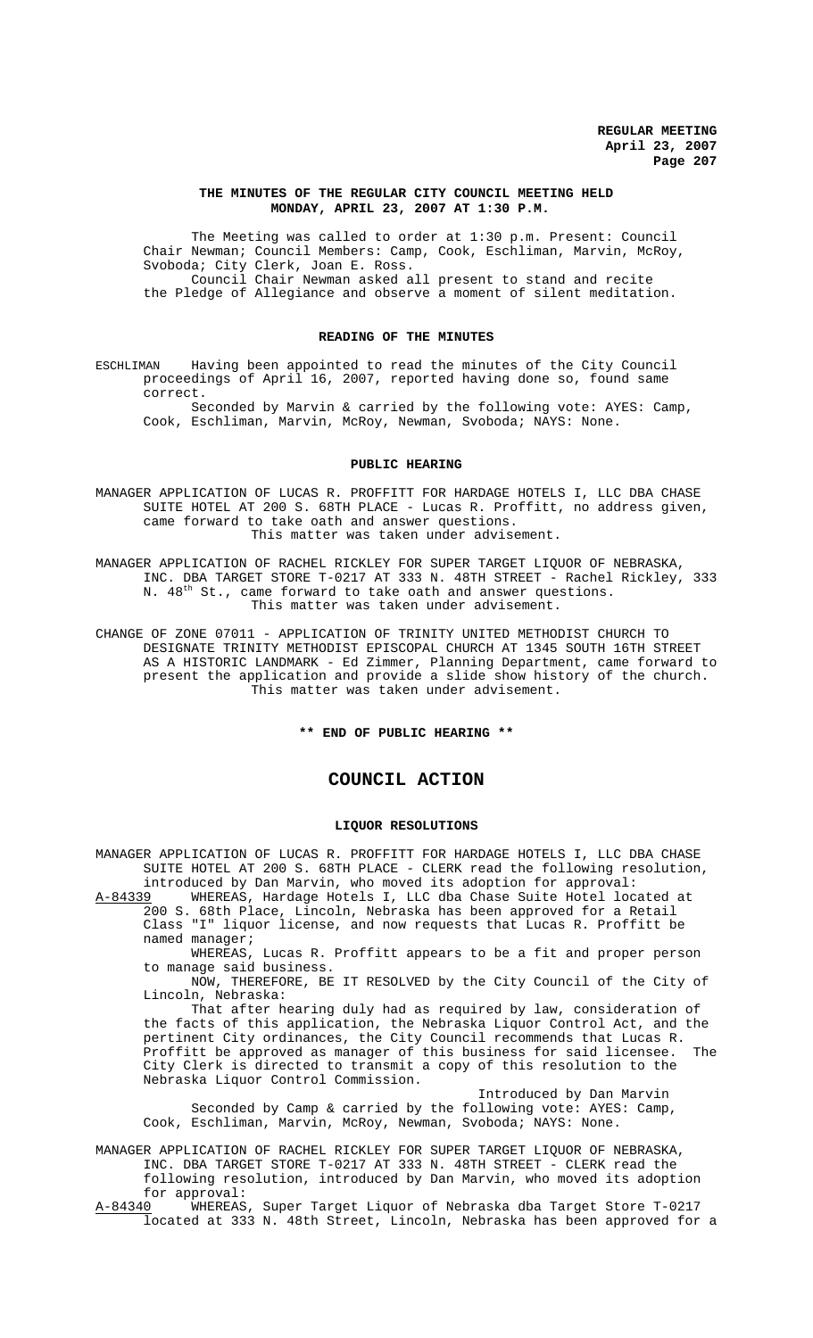# THE MINUTES OF THE REGULAR CITY COUNCIL MEETING HELD MONDAY, APRIL 23, 2007 AT 1:30 P.M.

The Meeting was called to order at 1:30 p.m. Present: Council Chair Newman; Council Members: Camp, Cook, Eschliman, Marvin, McRoy, Svoboda; City Clerk, Joan E. Ross.

Council Chair Newman asked all present to stand and recite the Pledge of Allegiance and observe a moment of silent meditation.

## READING OF THE MINUTES

ESCHLIMAN Having been appointed to read the minutes of the City Council proceedings of April 16, 2007, reported having done so, found same correct.

Seconded by Marvin & carried by the following vote: AYES: Camp, Cook, Eschliman, Marvin, McRoy, Newman, Svoboda; NAYS: None.

## PUBLIC HEARING

MANAGER APPLICATION OF LUCAS R. PROFFITT FOR HARDAGE HOTELS I, LLC DBA CHASE SUITE HOTEL AT 200 S. 68TH PLACE - Lucas R. Proffitt, no address given, came forward to take oath and answer questions.

This matter was taken under advisement.

MANAGER APPLICATION OF RACHEL RICKLEY FOR SUPER TARGET LIQUOR OF NEBRASKA, INC. DBA TARGET STORE T-0217 AT 333 N. 48TH STREET - Rachel Rickley, 333 N. 48th St., came forward to take oath and answer questions.

This matter was taken under advisement.

CHANGE OF ZONE 07011 - APPLICATION OF TRINITY UNITED METHODIST CHURCH TO DESIGNATE TRINITY METHODIST EPISCOPAL CHURCH AT 1345 SOUTH 16TH STREET AS A HISTORIC LANDMARK - Ed Zimmer, Planning Department, came forward to present the application and provide a slide show history of the church.

This matter was taken under advisement.

**\*\* END OF PUBLIC HEARING \*\***

# COUNCIL ACTION

## LIQUOR RESOLUTIONS

MANAGER APPLICATION OF LUCAS R. PROFFITT FOR HARDAGE HOTELS I, LLC DBA CHASE SUITE HOTEL AT 200 S. 68TH PLACE - CLERK read the following resolution, introduced by Dan Marvin, who moved its adoption for approval:

A-84339 WHEREAS, Hardage Hotels I, LLC dba Chase Suite Hotel located at 200 S. 68th Place, Lincoln, Nebraska has been approved for a Retail Class "I" liquor license, and now requests that Lucas R. Proffitt be named manager;

WHEREAS, Lucas R. Proffitt appears to be a fit and proper person to manage said business.

NOW, THEREFORE, BE IT RESOLVED by the City Council of the City of Lincoln, Nebraska:

That after hearing duly had as required by law, consideration of the facts of this application, the Nebraska Liquor Control Act, and the pertinent City ordinances, the City Council recommends that Lucas R. Proffitt be approved as manager of this business for said licensee. The City Clerk is directed to transmit a copy of this resolution to the Nebraska Liquor Control Commission.

Introduced by Dan Marvin

Seconded by Camp & carried by the following vote: AYES: Camp, Cook, Eschliman, Marvin, McRoy, Newman, Svoboda; NAYS: None.

MANAGER APPLICATION OF RACHEL RICKLEY FOR SUPER TARGET LIQUOR OF NEBRASKA, INC. DBA TARGET STORE T-0217 AT 333 N. 48TH STREET - CLERK read the following resolution, introduced by Dan Marvin, who moved its adoption for approval:

A-84340 WHEREAS, Super Target Liquor of Nebraska dba Target Store T-0217 located at 333 N. 48th Street, Lincoln, Nebraska has been approved for a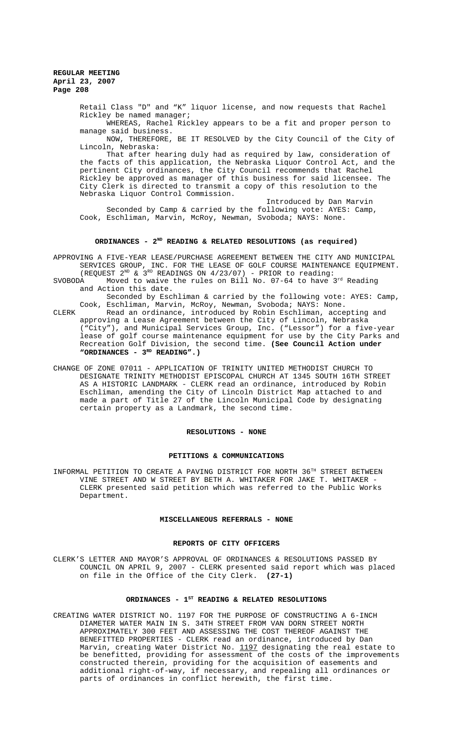Retail Class "D" and "K" liquor license, and now requests that Rachel Rickley be named manager;

WHEREAS, Rachel Rickley appears to be a fit and proper person to manage said business.

NOW, THEREFORE, BE IT RESOLVED by the City Council of the City of Lincoln, Nebraska:

That after hearing duly had as required by law, consideration of the facts of this application, the Nebraska Liquor Control Act, and the pertinent City ordinances, the City Council recommends that Rachel Rickley be approved as manager of this business for said licensee. The City Clerk is directed to transmit a copy of this resolution to the Nebraska Liquor Control Commission.

Introduced by Dan Marvin

Seconded by Camp & carried by the following vote: AYES: Camp, Cook, Eschliman, Marvin, McRoy, Newman, Svoboda; NAYS: None.

## ORDINANCES - 2ND READING & RELATED RESOLUTIONS (as required)

APPROVING A FIVE-YEAR LEASE/PURCHASE AGREEMENT BETWEEN THE CITY AND MUNICIPAL SERVICES GROUP, INC. FOR THE LEASE OF GOLF COURSE MAINTENANCE EQUIPMENT. (REQUEST 2ND & 3RD READINGS ON 4/23/07) - PRIOR to reading:

SVOBODA Moved to waive the rules on Bill No. 07-64 to have 3rd Reading and Action this date.

Seconded by Eschliman & carried by the following vote: AYES: Camp, Cook, Eschliman, Marvin, McRoy, Newman, Svoboda; NAYS: None.

CLERK Read an ordinance, introduced by Robin Eschliman, accepting and approving a Lease Agreement between the City of Lincoln, Nebraska ("City"), and Municipal Services Group, Inc. ("Lessor") for a five-year lease of golf course maintenance equipment for use by the City Parks and Recreation Golf Division, the second time. **(See Council Action under "ORDINANCES - 3RD READING".)**

CHANGE OF ZONE 07011 - APPLICATION OF TRINITY UNITED METHODIST CHURCH TO DESIGNATE TRINITY METHODIST EPISCOPAL CHURCH AT 1345 SOUTH 16TH STREET AS A HISTORIC LANDMARK - CLERK read an ordinance, introduced by Robin Eschliman, amending the City of Lincoln District Map attached to and made a part of Title 27 of the Lincoln Municipal Code by designating certain property as a Landmark, the second time.

## RESOLUTIONS - NONE

## PETITIONS & COMMUNICATIONS

INFORMAL PETITION TO CREATE A PAVING DISTRICT FOR NORTH 36TH STREET BETWEEN VINE STREET AND W STREET BY BETH A. WHITAKER FOR JAKE T. WHITAKER - CLERK presented said petition which was referred to the Public Works Department.

## MISCELLANEOUS REFERRALS - NONE

## REPORTS OF CITY OFFICERS

CLERK'S LETTER AND MAYOR'S APPROVAL OF ORDINANCES & RESOLUTIONS PASSED BY COUNCIL ON APRIL 9, 2007 - CLERK presented said report which was placed on file in the Office of the City Clerk. **(27-1)**

## ORDINANCES - 1ST READING & RELATED RESOLUTIONS

CREATING WATER DISTRICT NO. 1197 FOR THE PURPOSE OF CONSTRUCTING A 6-INCH DIAMETER WATER MAIN IN S. 34TH STREET FROM VAN DORN STREET NORTH APPROXIMATELY 300 FEET AND ASSESSING THE COST THEREOF AGAINST THE BENEFITTED PROPERTIES - CLERK read an ordinance, introduced by Dan Marvin, creating Water District No. 1197 designating the real estate to be benefitted, providing for assessment of the costs of the improvements constructed therein, providing for the acquisition of easements and additional right-of-way, if necessary, and repealing all ordinances or parts of ordinances in conflict herewith, the first time.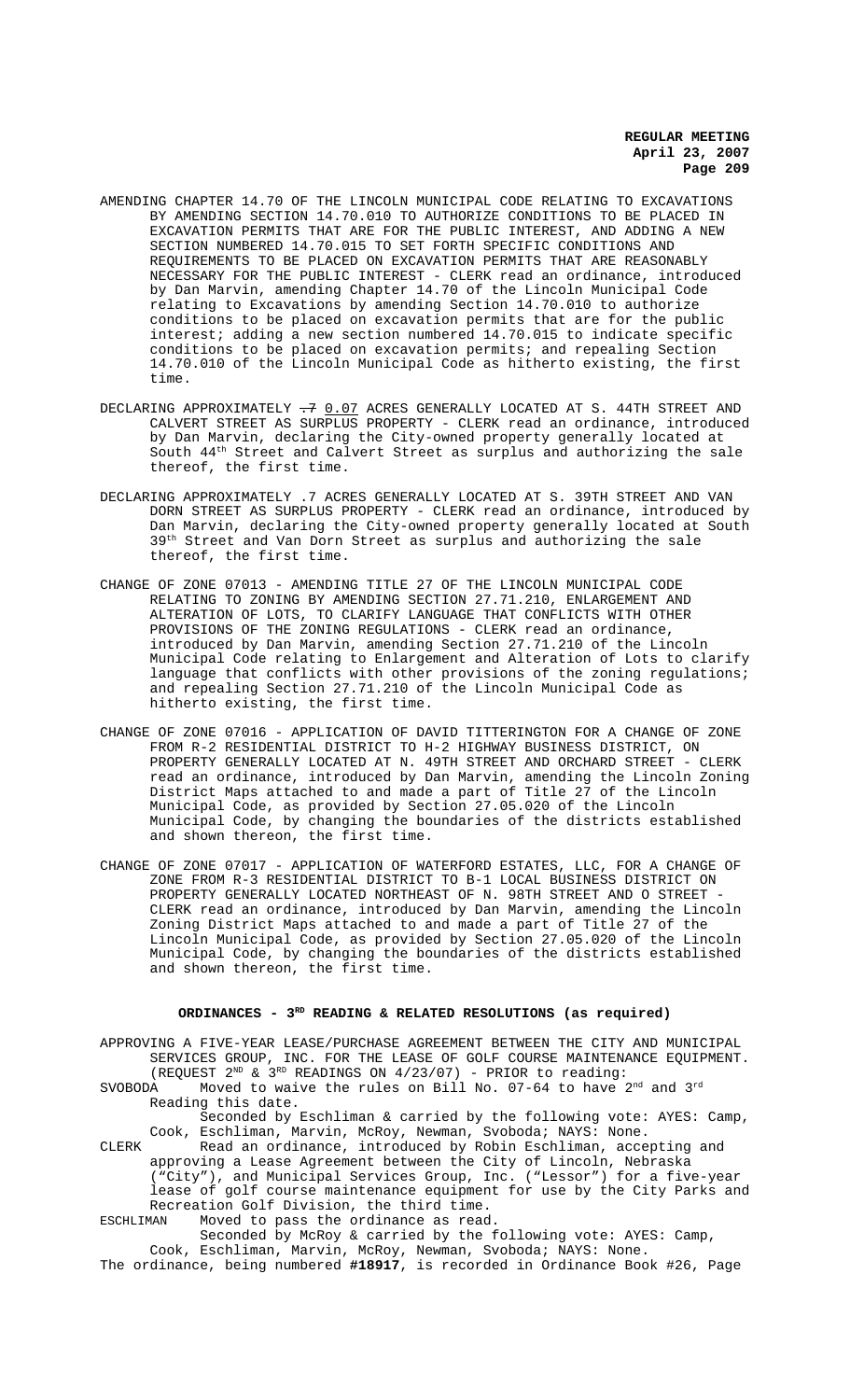AMENDING CHAPTER 14.70 OF THE LINCOLN MUNICIPAL CODE RELATING TO EXCAVATIONS BY AMENDING SECTION 14.70.010 TO AUTHORIZE CONDITIONS TO BE PLACED IN EXCAVATION PERMITS THAT ARE FOR THE PUBLIC INTEREST, AND ADDING A NEW SECTION NUMBERED 14.70.015 TO SET FORTH SPECIFIC CONDITIONS AND REQUIREMENTS TO BE PLACED ON EXCAVATION PERMITS THAT ARE REASONABLY NECESSARY FOR THE PUBLIC INTEREST - CLERK read an ordinance, introduced by Dan Marvin, amending Chapter 14.70 of the Lincoln Municipal Code relating to Excavations by amending Section 14.70.010 to authorize conditions to be placed on excavation permits that are for the public interest; adding a new section numbered 14.70.015 to indicate specific conditions to be placed on excavation permits; and repealing Section 14.70.010 of the Lincoln Municipal Code as hitherto existing, the first time.

DECLARING APPROXIMATELY ~~.7~~ 0.07 ACRES GENERALLY LOCATED AT S. 44TH STREET AND CALVERT STREET AS SURPLUS PROPERTY - CLERK read an ordinance, introduced by Dan Marvin, declaring the City-owned property generally located at South 44th Street and Calvert Street as surplus and authorizing the sale thereof, the first time.

DECLARING APPROXIMATELY .7 ACRES GENERALLY LOCATED AT S. 39TH STREET AND VAN DORN STREET AS SURPLUS PROPERTY - CLERK read an ordinance, introduced by Dan Marvin, declaring the City-owned property generally located at South 39th Street and Van Dorn Street as surplus and authorizing the sale thereof, the first time.

CHANGE OF ZONE 07013 - AMENDING TITLE 27 OF THE LINCOLN MUNICIPAL CODE RELATING TO ZONING BY AMENDING SECTION 27.71.210, ENLARGEMENT AND ALTERATION OF LOTS, TO CLARIFY LANGUAGE THAT CONFLICTS WITH OTHER PROVISIONS OF THE ZONING REGULATIONS - CLERK read an ordinance, introduced by Dan Marvin, amending Section 27.71.210 of the Lincoln Municipal Code relating to Enlargement and Alteration of Lots to clarify language that conflicts with other provisions of the zoning regulations; and repealing Section 27.71.210 of the Lincoln Municipal Code as hitherto existing, the first time.

CHANGE OF ZONE 07016 - APPLICATION OF DAVID TITTERINGTON FOR A CHANGE OF ZONE FROM R-2 RESIDENTIAL DISTRICT TO H-2 HIGHWAY BUSINESS DISTRICT, ON PROPERTY GENERALLY LOCATED AT N. 49TH STREET AND ORCHARD STREET - CLERK read an ordinance, introduced by Dan Marvin, amending the Lincoln Zoning District Maps attached to and made a part of Title 27 of the Lincoln Municipal Code, as provided by Section 27.05.020 of the Lincoln Municipal Code, by changing the boundaries of the districts established and shown thereon, the first time.

CHANGE OF ZONE 07017 - APPLICATION OF WATERFORD ESTATES, LLC, FOR A CHANGE OF ZONE FROM R-3 RESIDENTIAL DISTRICT TO B-1 LOCAL BUSINESS DISTRICT ON PROPERTY GENERALLY LOCATED NORTHEAST OF N. 98TH STREET AND O STREET - CLERK read an ordinance, introduced by Dan Marvin, amending the Lincoln Zoning District Maps attached to and made a part of Title 27 of the Lincoln Municipal Code, as provided by Section 27.05.020 of the Lincoln Municipal Code, by changing the boundaries of the districts established and shown thereon, the first time.

## ORDINANCES - 3RD READING & RELATED RESOLUTIONS (as required)

APPROVING A FIVE-YEAR LEASE/PURCHASE AGREEMENT BETWEEN THE CITY AND MUNICIPAL SERVICES GROUP, INC. FOR THE LEASE OF GOLF COURSE MAINTENANCE EQUIPMENT. (REQUEST 2ND & 3RD READINGS ON 4/23/07) - PRIOR to reading:

SVOBODA Moved to waive the rules on Bill No. 07-64 to have 2nd and 3rd Reading this date.

Seconded by Eschliman & carried by the following vote: AYES: Camp, Cook, Eschliman, Marvin, McRoy, Newman, Svoboda; NAYS: None.

CLERK Read an ordinance, introduced by Robin Eschliman, accepting and approving a Lease Agreement between the City of Lincoln, Nebraska ("City"), and Municipal Services Group, Inc. ("Lessor") for a five-year lease of golf course maintenance equipment for use by the City Parks and Recreation Golf Division, the third time.

ESCHLIMAN Moved to pass the ordinance as read.

Seconded by McRoy & carried by the following vote: AYES: Camp, Cook, Eschliman, Marvin, McRoy, Newman, Svoboda; NAYS: None.

The ordinance, being numbered **#18917**, is recorded in Ordinance Book #26, Page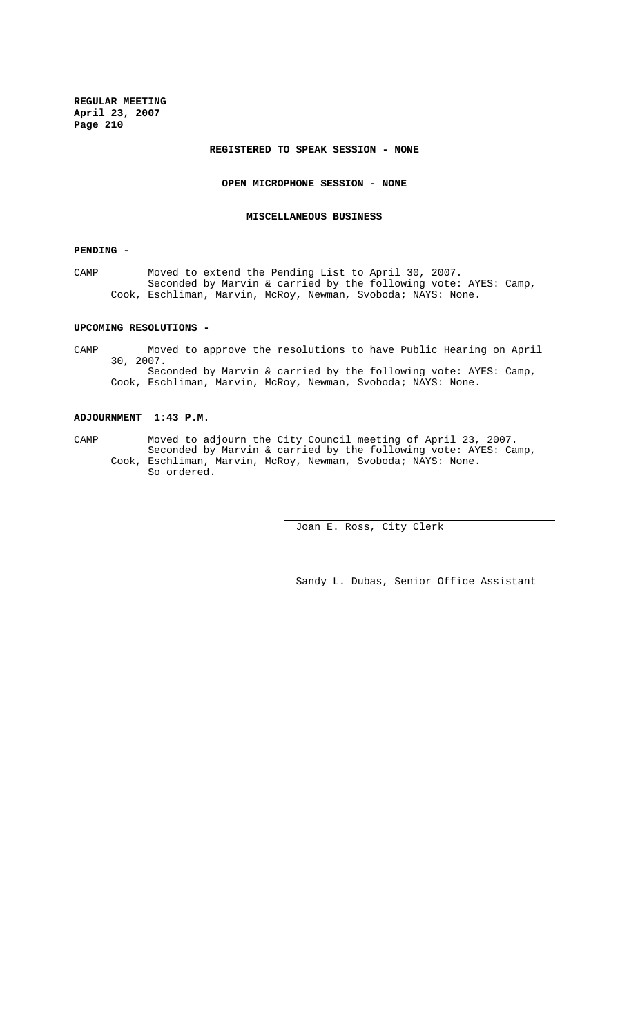**REGISTERED TO SPEAK SESSION - NONE**

**OPEN MICROPHONE SESSION - NONE**

**MISCELLANEOUS BUSINESS**

**PENDING -**

CAMP Moved to extend the Pending List to April 30, 2007.
Seconded by Marvin & carried by the following vote: AYES: Camp, Cook, Eschliman, Marvin, McRoy, Newman, Svoboda; NAYS: None.

**UPCOMING RESOLUTIONS -**

CAMP Moved to approve the resolutions to have Public Hearing on April 30, 2007.
Seconded by Marvin & carried by the following vote: AYES: Camp, Cook, Eschliman, Marvin, McRoy, Newman, Svoboda; NAYS: None.

**ADJOURNMENT 1:43 P.M.**

CAMP Moved to adjourn the City Council meeting of April 23, 2007.
Seconded by Marvin & carried by the following vote: AYES: Camp, Cook, Eschliman, Marvin, McRoy, Newman, Svoboda; NAYS: None.
So ordered.

Joan E. Ross, City Clerk

Sandy L. Dubas, Senior Office Assistant